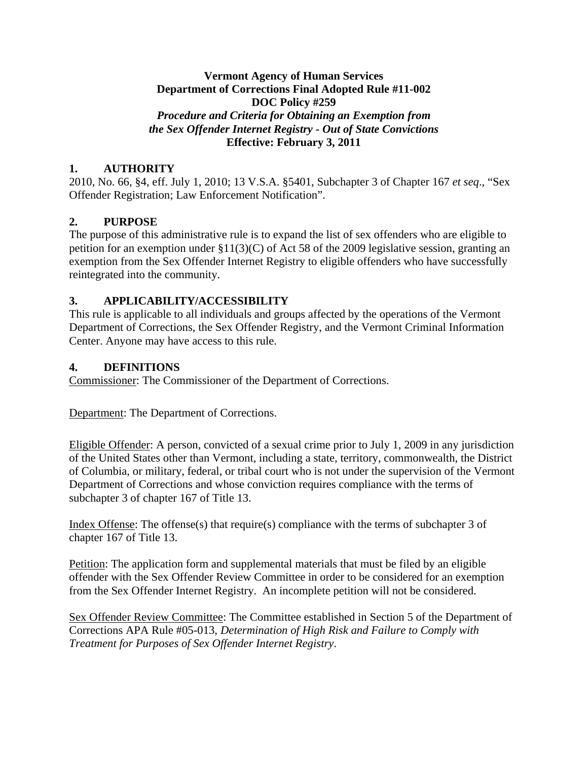**Vermont Agency of Human Services**
**Department of Corrections Final Adopted Rule #11-002**
**DOC Policy #259**
***Procedure and Criteria for Obtaining an Exemption from the Sex Offender Internet Registry - Out of State Convictions***
**Effective: February 3, 2011**

## 1. AUTHORITY

2010, No. 66, §4, eff. July 1, 2010; 13 V.S.A. §5401, Subchapter 3 of Chapter 167 *et seq*., "Sex Offender Registration; Law Enforcement Notification".

## 2. PURPOSE

The purpose of this administrative rule is to expand the list of sex offenders who are eligible to petition for an exemption under §11(3)(C) of Act 58 of the 2009 legislative session, granting an exemption from the Sex Offender Internet Registry to eligible offenders who have successfully reintegrated into the community.

## 3. APPLICABILITY/ACCESSIBILITY

This rule is applicable to all individuals and groups affected by the operations of the Vermont Department of Corrections, the Sex Offender Registry, and the Vermont Criminal Information Center. Anyone may have access to this rule.

## 4. DEFINITIONS

Commissioner: The Commissioner of the Department of Corrections.

Department: The Department of Corrections.

Eligible Offender: A person, convicted of a sexual crime prior to July 1, 2009 in any jurisdiction of the United States other than Vermont, including a state, territory, commonwealth, the District of Columbia, or military, federal, or tribal court who is not under the supervision of the Vermont Department of Corrections and whose conviction requires compliance with the terms of subchapter 3 of chapter 167 of Title 13.

Index Offense: The offense(s) that require(s) compliance with the terms of subchapter 3 of chapter 167 of Title 13.

Petition: The application form and supplemental materials that must be filed by an eligible offender with the Sex Offender Review Committee in order to be considered for an exemption from the Sex Offender Internet Registry. An incomplete petition will not be considered.

Sex Offender Review Committee: The Committee established in Section 5 of the Department of Corrections APA Rule #05-013, *Determination of High Risk and Failure to Comply with Treatment for Purposes of Sex Offender Internet Registry*.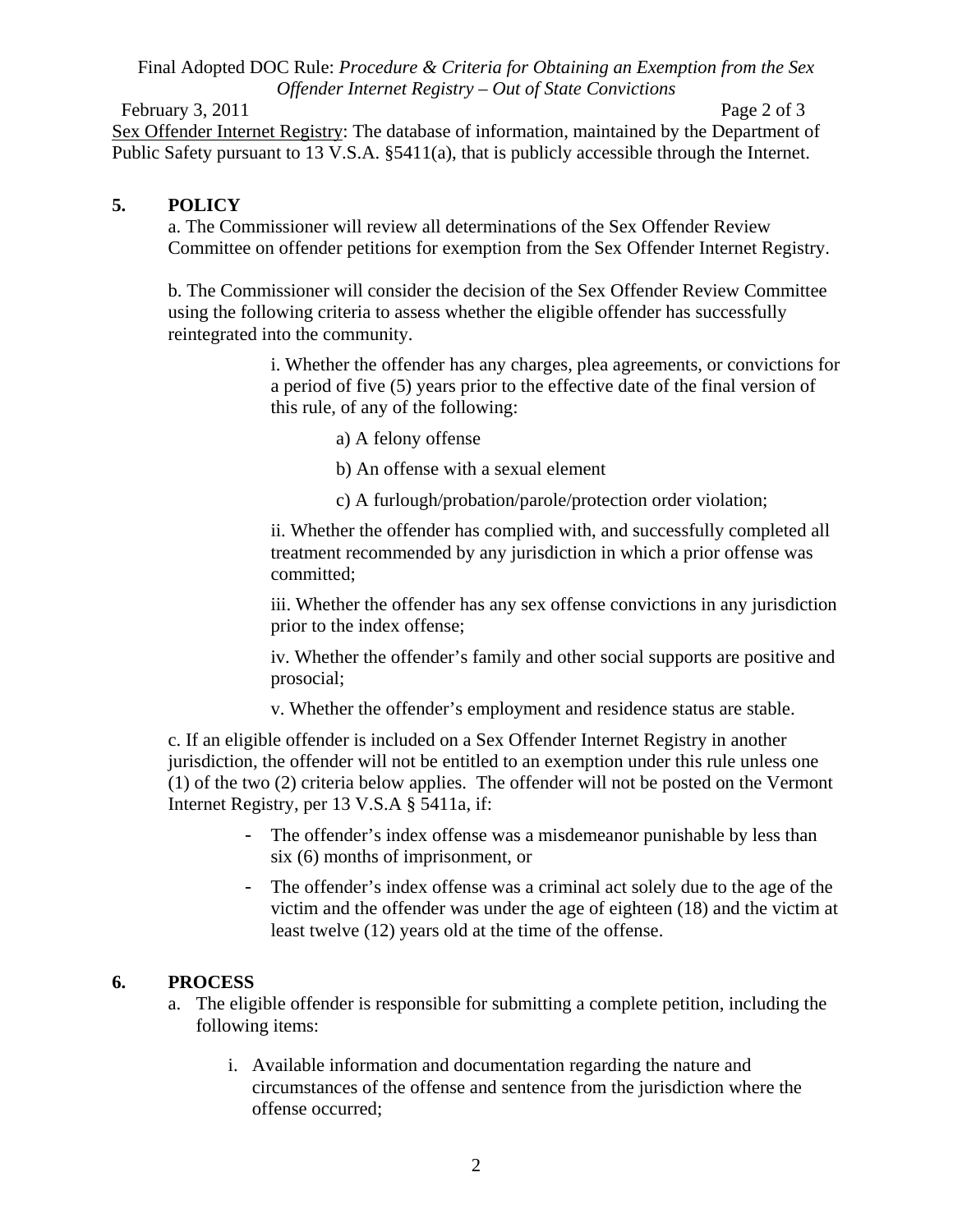Sex Offender Internet Registry: The database of information, maintained by the Department of Public Safety pursuant to 13 V.S.A. §5411(a), that is publicly accessible through the Internet.

## 5. POLICY

a. The Commissioner will review all determinations of the Sex Offender Review Committee on offender petitions for exemption from the Sex Offender Internet Registry.

b. The Commissioner will consider the decision of the Sex Offender Review Committee using the following criteria to assess whether the eligible offender has successfully reintegrated into the community.

> i. Whether the offender has any charges, plea agreements, or convictions for a period of five (5) years prior to the effective date of the final version of this rule, of any of the following:
>
> > a) A felony offense
> >
> > b) An offense with a sexual element
> >
> > c) A furlough/probation/parole/protection order violation;
>
> ii. Whether the offender has complied with, and successfully completed all treatment recommended by any jurisdiction in which a prior offense was committed;
>
> iii. Whether the offender has any sex offense convictions in any jurisdiction prior to the index offense;
>
> iv. Whether the offender's family and other social supports are positive and prosocial;
>
> v. Whether the offender's employment and residence status are stable.

c. If an eligible offender is included on a Sex Offender Internet Registry in another jurisdiction, the offender will not be entitled to an exemption under this rule unless one (1) of the two (2) criteria below applies. The offender will not be posted on the Vermont Internet Registry, per 13 V.S.A § 5411a, if:

- The offender's index offense was a misdemeanor punishable by less than six (6) months of imprisonment, or
- The offender's index offense was a criminal act solely due to the age of the victim and the offender was under the age of eighteen (18) and the victim at least twelve (12) years old at the time of the offense.

## 6. PROCESS

a. The eligible offender is responsible for submitting a complete petition, including the following items:

   i. Available information and documentation regarding the nature and circumstances of the offense and sentence from the jurisdiction where the offense occurred;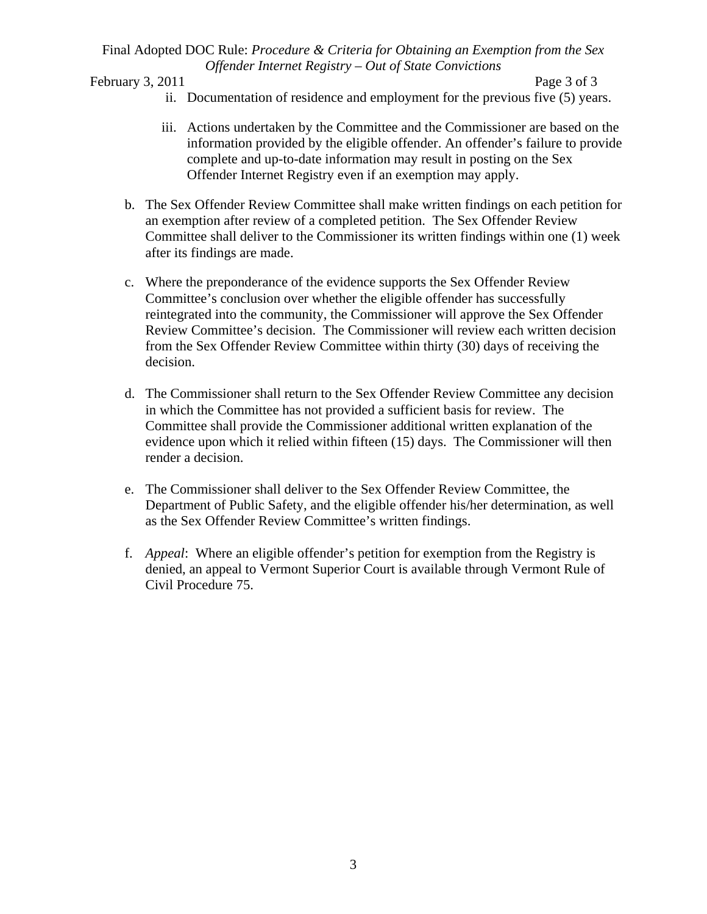ii. Documentation of residence and employment for the previous five (5) years.

iii. Actions undertaken by the Committee and the Commissioner are based on the information provided by the eligible offender. An offender's failure to provide complete and up-to-date information may result in posting on the Sex Offender Internet Registry even if an exemption may apply.

b. The Sex Offender Review Committee shall make written findings on each petition for an exemption after review of a completed petition. The Sex Offender Review Committee shall deliver to the Commissioner its written findings within one (1) week after its findings are made.

c. Where the preponderance of the evidence supports the Sex Offender Review Committee's conclusion over whether the eligible offender has successfully reintegrated into the community, the Commissioner will approve the Sex Offender Review Committee's decision. The Commissioner will review each written decision from the Sex Offender Review Committee within thirty (30) days of receiving the decision.

d. The Commissioner shall return to the Sex Offender Review Committee any decision in which the Committee has not provided a sufficient basis for review. The Committee shall provide the Commissioner additional written explanation of the evidence upon which it relied within fifteen (15) days. The Commissioner will then render a decision.

e. The Commissioner shall deliver to the Sex Offender Review Committee, the Department of Public Safety, and the eligible offender his/her determination, as well as the Sex Offender Review Committee's written findings.

f. *Appeal*: Where an eligible offender's petition for exemption from the Registry is denied, an appeal to Vermont Superior Court is available through Vermont Rule of Civil Procedure 75.